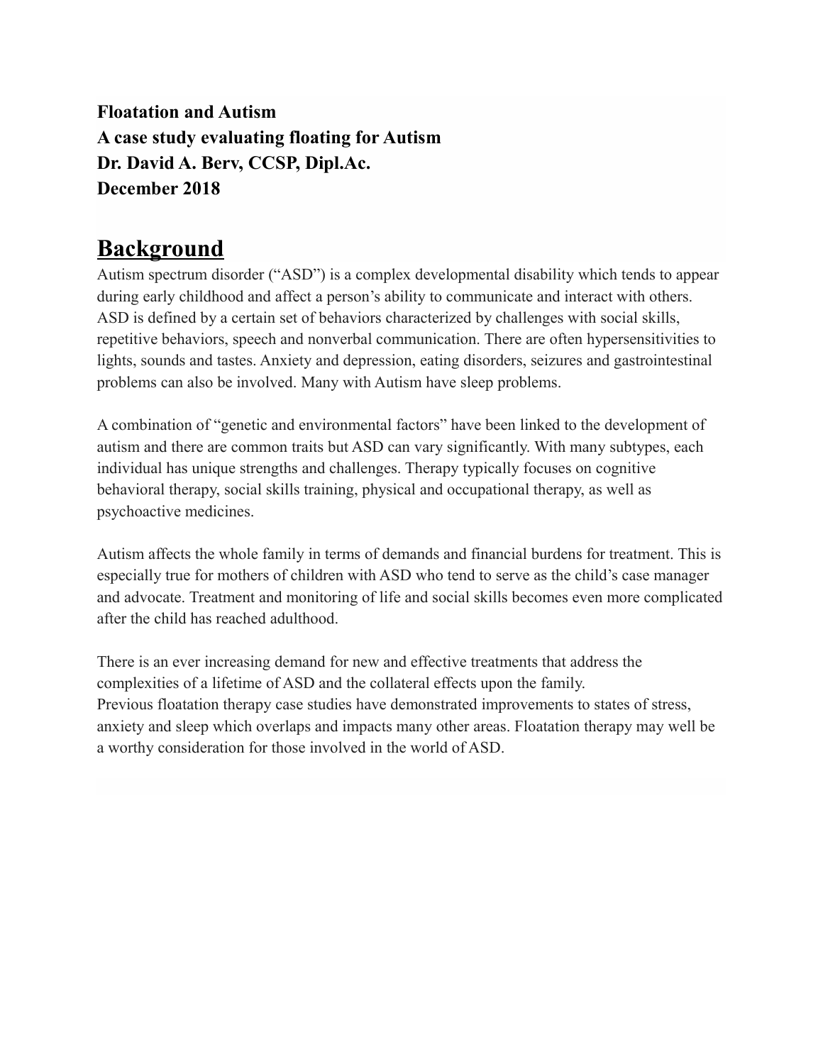**Floatation and Autism**
**A case study evaluating floating for Autism**
**Dr. David A. Berv, CCSP, Dipl.Ac.**
**December 2018**

# Background

Autism spectrum disorder ("ASD") is a complex developmental disability which tends to appear during early childhood and affect a person's ability to communicate and interact with others. ASD is defined by a certain set of behaviors characterized by challenges with social skills, repetitive behaviors, speech and nonverbal communication. There are often hypersensitivities to lights, sounds and tastes. Anxiety and depression, eating disorders, seizures and gastrointestinal problems can also be involved. Many with Autism have sleep problems.

A combination of "genetic and environmental factors" have been linked to the development of autism and there are common traits but ASD can vary significantly. With many subtypes, each individual has unique strengths and challenges. Therapy typically focuses on cognitive behavioral therapy, social skills training, physical and occupational therapy, as well as psychoactive medicines.

Autism affects the whole family in terms of demands and financial burdens for treatment. This is especially true for mothers of children with ASD who tend to serve as the child's case manager and advocate. Treatment and monitoring of life and social skills becomes even more complicated after the child has reached adulthood.

There is an ever increasing demand for new and effective treatments that address the complexities of a lifetime of ASD and the collateral effects upon the family.
Previous floatation therapy case studies have demonstrated improvements to states of stress, anxiety and sleep which overlaps and impacts many other areas. Floatation therapy may well be a worthy consideration for those involved in the world of ASD.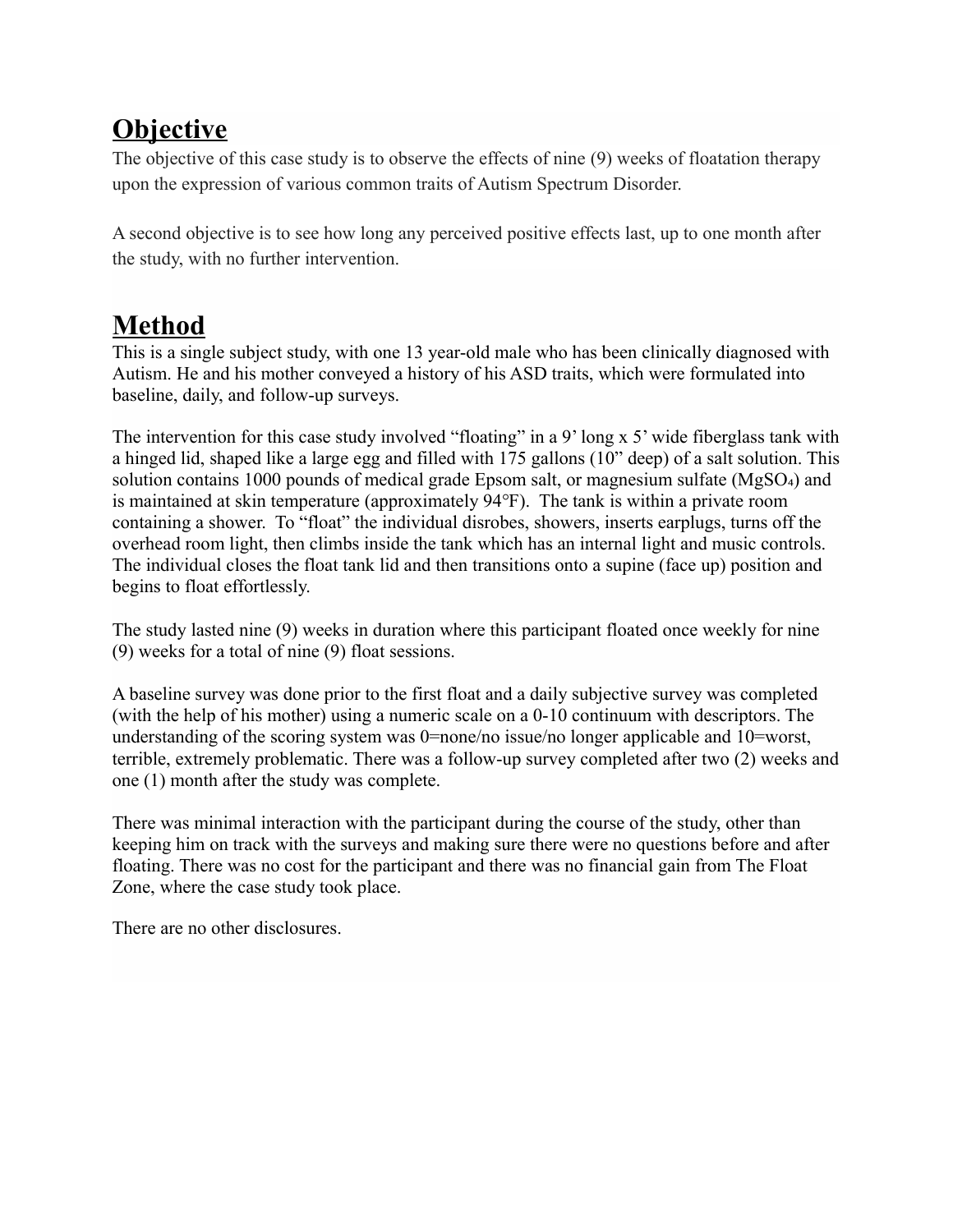## Objective

The objective of this case study is to observe the effects of nine (9) weeks of floatation therapy upon the expression of various common traits of Autism Spectrum Disorder.

A second objective is to see how long any perceived positive effects last, up to one month after the study, with no further intervention.

## Method

This is a single subject study, with one 13 year-old male who has been clinically diagnosed with Autism. He and his mother conveyed a history of his ASD traits, which were formulated into baseline, daily, and follow-up surveys.

The intervention for this case study involved "floating" in a 9' long x 5' wide fiberglass tank with a hinged lid, shaped like a large egg and filled with 175 gallons (10" deep) of a salt solution. This solution contains 1000 pounds of medical grade Epsom salt, or magnesium sulfate ($MgSO_4$) and is maintained at skin temperature (approximately 94°F). The tank is within a private room containing a shower. To "float" the individual disrobes, showers, inserts earplugs, turns off the overhead room light, then climbs inside the tank which has an internal light and music controls. The individual closes the float tank lid and then transitions onto a supine (face up) position and begins to float effortlessly.

The study lasted nine (9) weeks in duration where this participant floated once weekly for nine (9) weeks for a total of nine (9) float sessions.

A baseline survey was done prior to the first float and a daily subjective survey was completed (with the help of his mother) using a numeric scale on a 0-10 continuum with descriptors. The understanding of the scoring system was 0=none/no issue/no longer applicable and 10=worst, terrible, extremely problematic. There was a follow-up survey completed after two (2) weeks and one (1) month after the study was complete.

There was minimal interaction with the participant during the course of the study, other than keeping him on track with the surveys and making sure there were no questions before and after floating. There was no cost for the participant and there was no financial gain from The Float Zone, where the case study took place.

There are no other disclosures.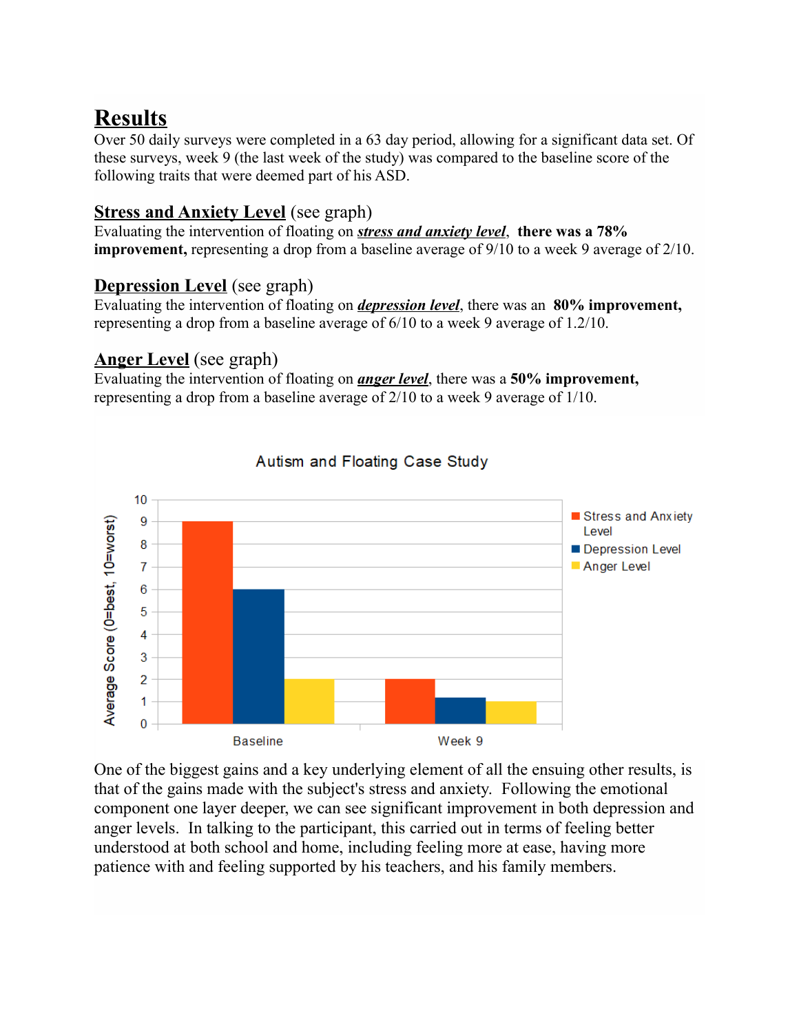# Results

Over 50 daily surveys were completed in a 63 day period, allowing for a significant data set. Of these surveys, week 9 (the last week of the study) was compared to the baseline score of the following traits that were deemed part of his ASD.

## Stress and Anxiety Level (see graph)

Evaluating the intervention of floating on ***stress and anxiety level***, **there was a 78% improvement,** representing a drop from a baseline average of 9/10 to a week 9 average of 2/10.

## Depression Level (see graph)

Evaluating the intervention of floating on ***depression level***, there was an **80% improvement,** representing a drop from a baseline average of 6/10 to a week 9 average of 1.2/10.

## Anger Level (see graph)

Evaluating the intervention of floating on ***anger level***, there was a **50% improvement,** representing a drop from a baseline average of 2/10 to a week 9 average of 1/10.

Autism and Floating Case Study

| Average Score (0=best, 10=worst) | Stress and Anxiety Level | Depression Level | Anger Level |
|---|---|---|---|
| Baseline | 9 | 6 | 2 |
| Week 9 | 2 | 1.2 | 1 |

One of the biggest gains and a key underlying element of all the ensuing other results, is that of the gains made with the subject's stress and anxiety. Following the emotional component one layer deeper, we can see significant improvement in both depression and anger levels. In talking to the participant, this carried out in terms of feeling better understood at both school and home, including feeling more at ease, having more patience with and feeling supported by his teachers, and his family members.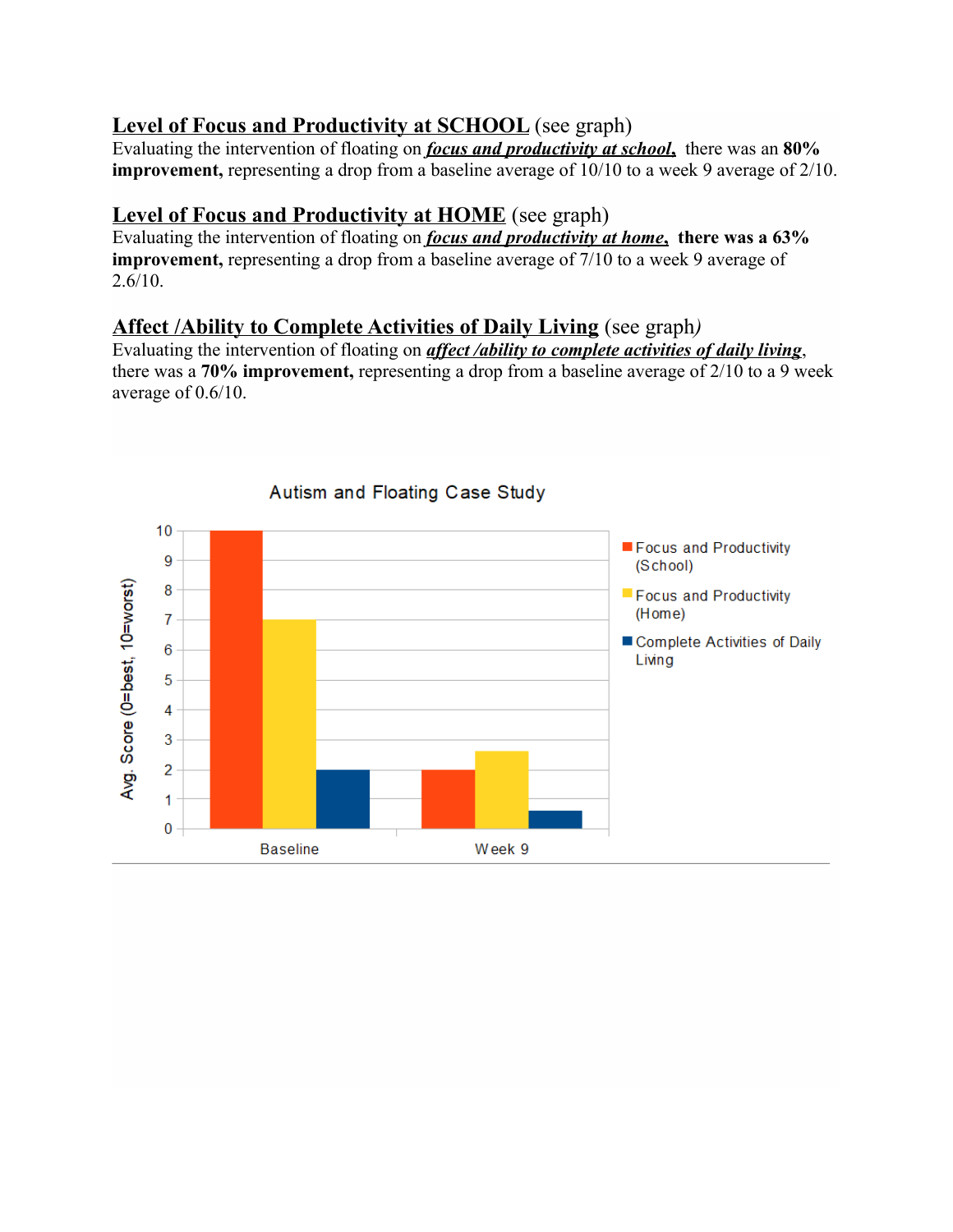**Level of Focus and Productivity at SCHOOL** (see graph)
Evaluating the intervention of floating on ***focus and productivity at school***, there was an **80% improvement,** representing a drop from a baseline average of 10/10 to a week 9 average of 2/10.

**Level of Focus and Productivity at HOME** (see graph)
Evaluating the intervention of floating on ***focus and productivity at home***, **there was a 63% improvement,** representing a drop from a baseline average of 7/10 to a week 9 average of 2.6/10.

**Affect /Ability to Complete Activities of Daily Living** (see graph*)*
Evaluating the intervention of floating on ***affect /ability to complete activities of daily living***, there was a **70% improvement,** representing a drop from a baseline average of 2/10 to a 9 week average of 0.6/10.

Autism and Floating Case Study

Avg. Score (0=best, 10=worst)

| | Focus and Productivity (School) | Focus and Productivity (Home) | Complete Activities of Daily Living |
|---|---|---|---|
| Baseline | 10 | 7 | 2 |
| Week 9 | 2 | 2.6 | 0.6 |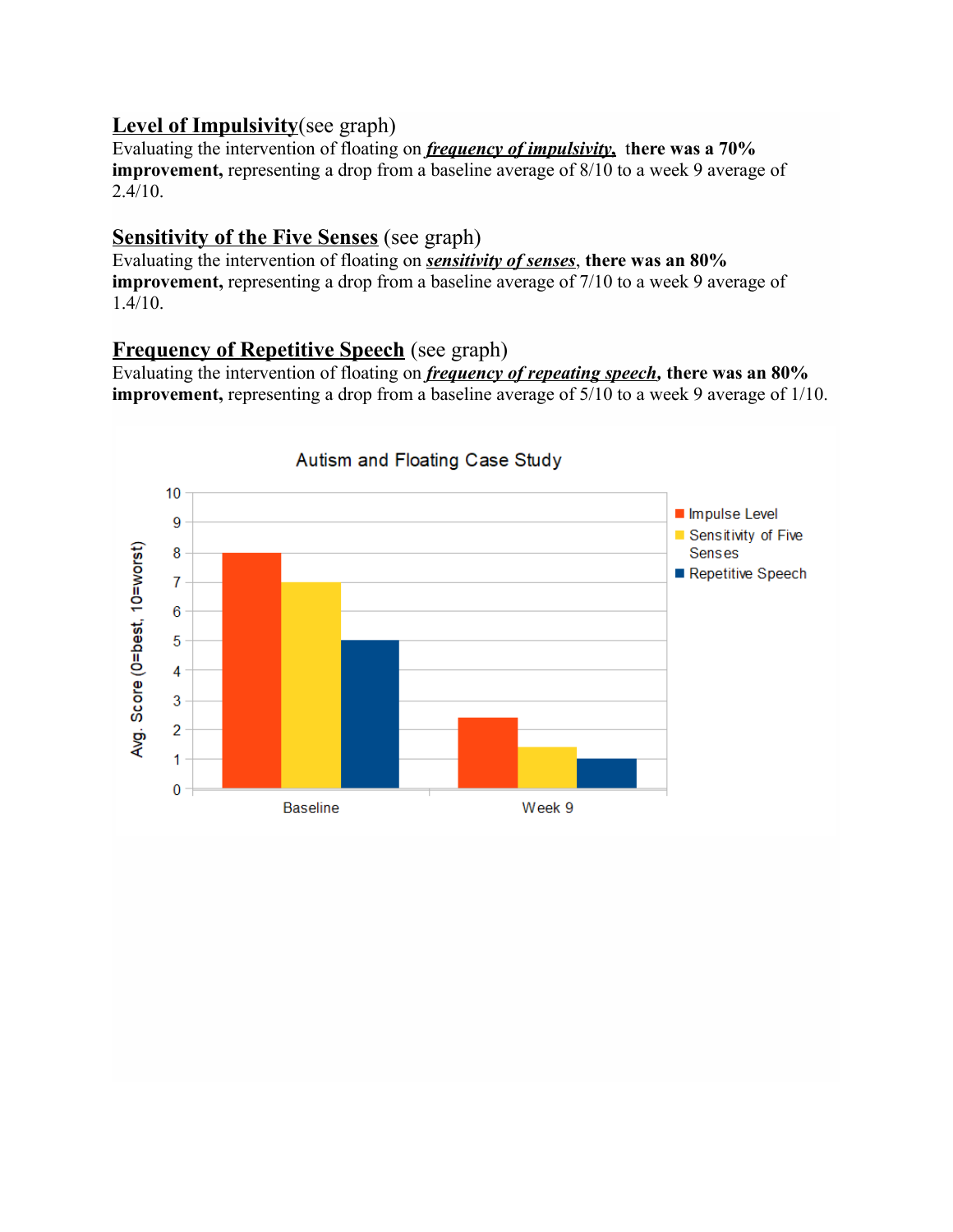**<u>Level of Impulsivity</u>**(see graph)
Evaluating the intervention of floating on ***<u>frequency of impulsivity,</u>*** **there was a 70% improvement,** representing a drop from a baseline average of 8/10 to a week 9 average of 2.4/10.

**<u>Sensitivity of the Five Senses</u>** (see graph)
Evaluating the intervention of floating on ***<u>sensitivity of senses</u>***, **there was an 80% improvement,** representing a drop from a baseline average of 7/10 to a week 9 average of 1.4/10.

**<u>Frequency of Repetitive Speech</u>** (see graph)
Evaluating the intervention of floating on ***<u>frequency of repeating speech</u>***, **there was an 80% improvement,** representing a drop from a baseline average of 5/10 to a week 9 average of 1/10.

Autism and Floating Case Study

| Avg. Score (0=best, 10=worst) | Impulse Level | Sensitivity of Five Senses | Repetitive Speech |
|---|---|---|---|
| Baseline | 8 | 7 | 5 |
| Week 9 | 2.4 | 1.4 | 1 |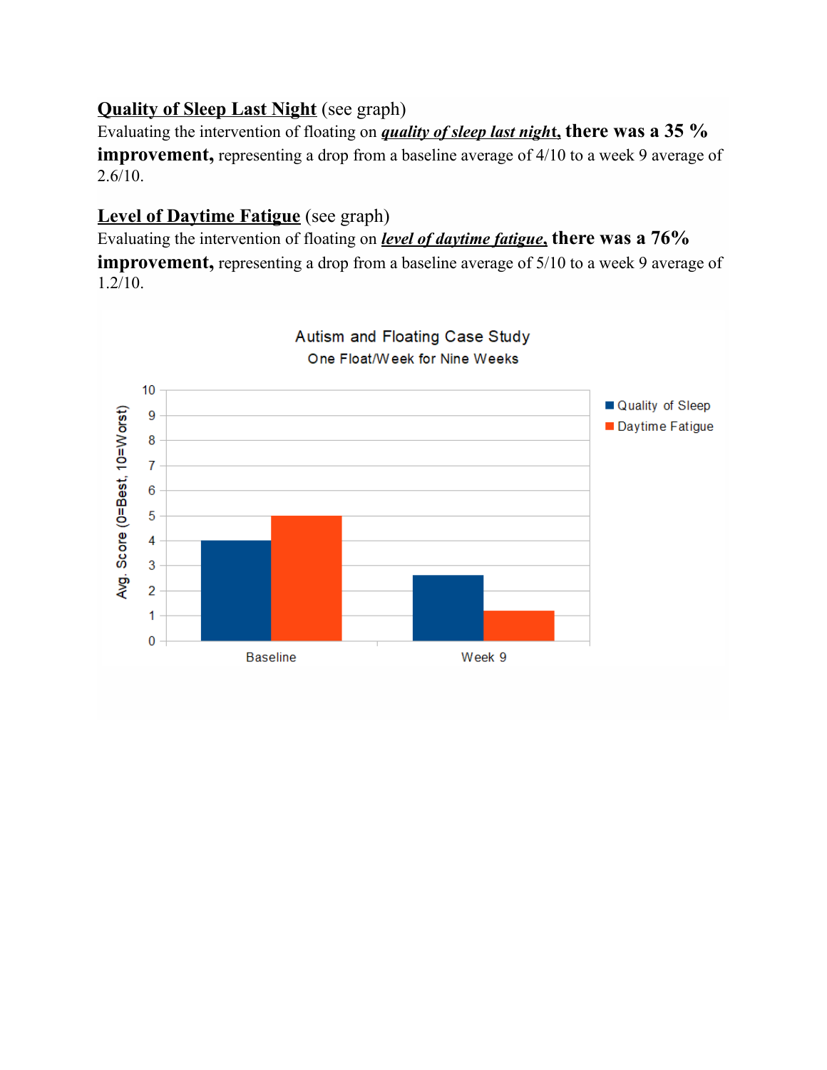**Quality of Sleep Last Night** (see graph)
Evaluating the intervention of floating on ***quality of sleep last night*****, there was a 35 % improvement,** representing a drop from a baseline average of 4/10 to a week 9 average of 2.6/10.

**Level of Daytime Fatigue** (see graph)
Evaluating the intervention of floating on ***level of daytime fatigue*****, there was a 76% improvement,** representing a drop from a baseline average of 5/10 to a week 9 average of 1.2/10.

Autism and Floating Case Study
One Float/Week for Nine Weeks

| | Quality of Sleep | Daytime Fatigue |
|---|---|---|
| Baseline | 4 | 5 |
| Week 9 | 2.6 | 1.2 |

Avg. Score (0=Best, 10=Worst)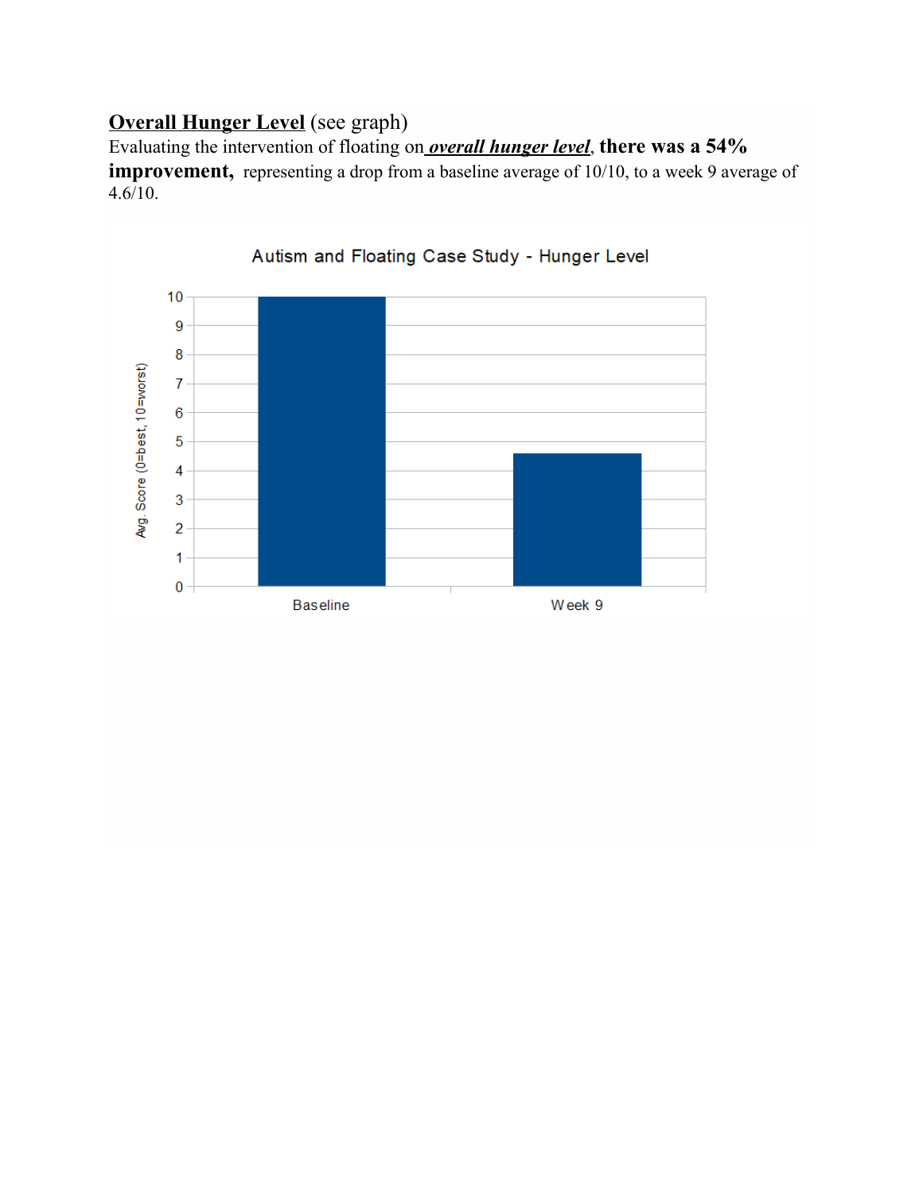**Overall Hunger Level** (see graph)
Evaluating the intervention of floating on ***overall hunger level***, **there was a 54% improvement,** representing a drop from a baseline average of 10/10, to a week 9 average of 4.6/10.

Autism and Floating Case Study - Hunger Level

| | Avg. Score (0=best, 10=worst) |
|---|---|
| Baseline | 10 |
| Week 9 | 4.6 |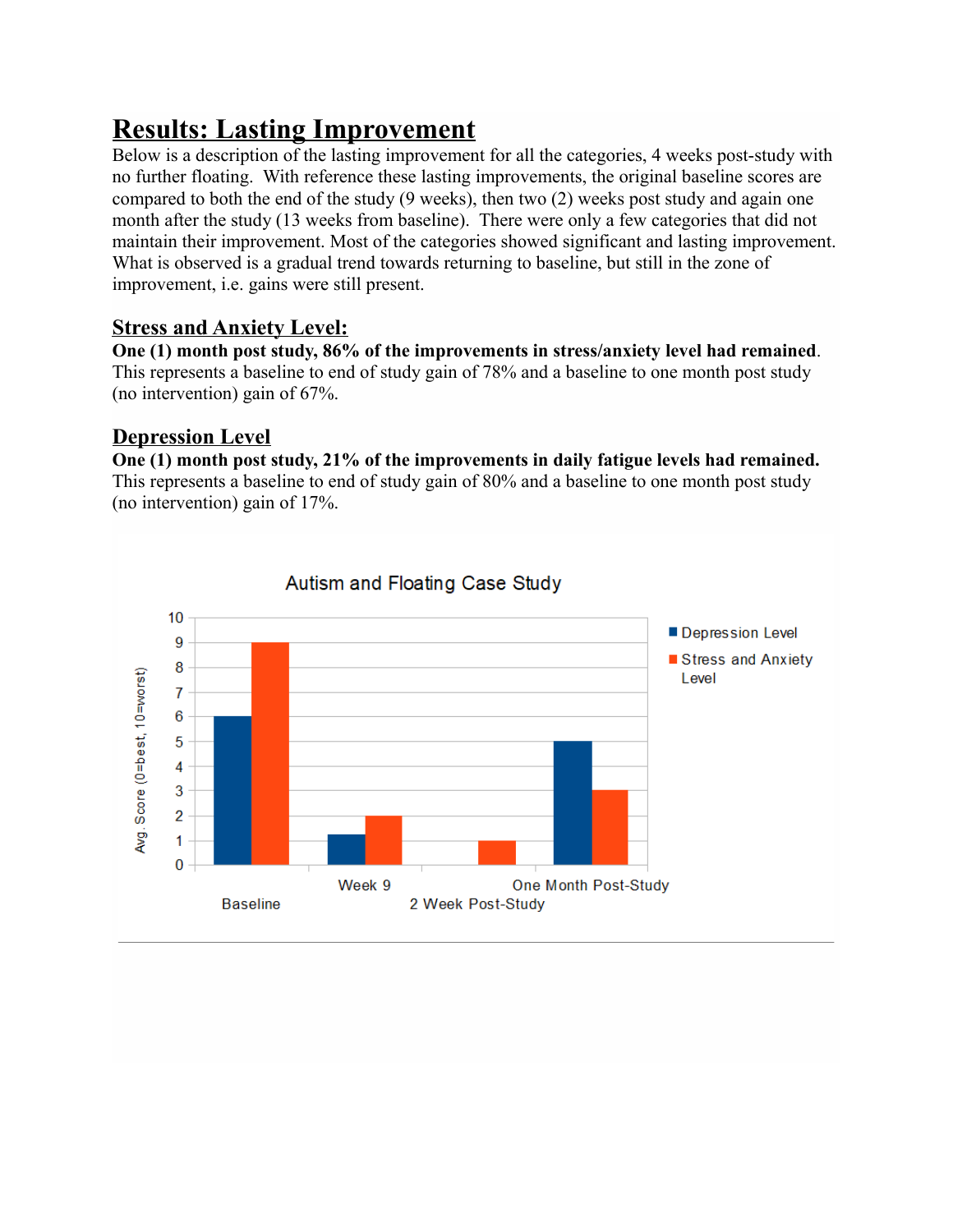# Results: Lasting Improvement

Below is a description of the lasting improvement for all the categories, 4 weeks post-study with no further floating. With reference these lasting improvements, the original baseline scores are compared to both the end of the study (9 weeks), then two (2) weeks post study and again one month after the study (13 weeks from baseline). There were only a few categories that did not maintain their improvement. Most of the categories showed significant and lasting improvement. What is observed is a gradual trend towards returning to baseline, but still in the zone of improvement, i.e. gains were still present.

## Stress and Anxiety Level:

**One (1) month post study, 86% of the improvements in stress/anxiety level had remained**. This represents a baseline to end of study gain of 78% and a baseline to one month post study (no intervention) gain of 67%.

## Depression Level

**One (1) month post study, 21% of the improvements in daily fatigue levels had remained.** This represents a baseline to end of study gain of 80% and a baseline to one month post study (no intervention) gain of 17%.

Autism and Floating Case Study

| | Depression Level | Stress and Anxiety Level |
| --- | --- | --- |
| Baseline | 6 | 9 |
| Week 9 | 1.2 | 2 |
| 2 Week Post-Study | 0 | 1 |
| One Month Post-Study | 5 | 3 |

Avg. Score (0=best, 10=worst)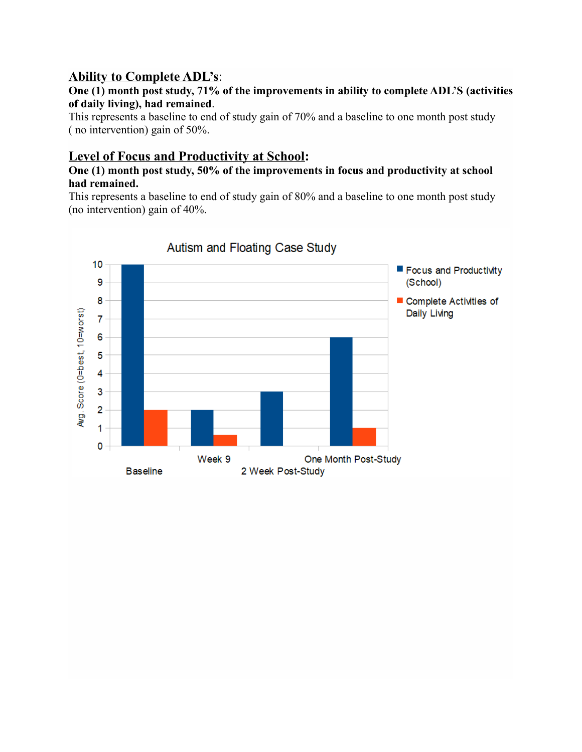**<u>Ability to Complete ADL's</u>:**

**One (1) month post study, 71% of the improvements in ability to complete ADL'S (activities of daily living), had remained**.

This represents a baseline to end of study gain of 70% and a baseline to one month post study ( no intervention) gain of 50%.

**<u>Level of Focus and Productivity at School</u>:**

**One (1) month post study, 50% of the improvements in focus and productivity at school had remained.**

This represents a baseline to end of study gain of 80% and a baseline to one month post study (no intervention) gain of 40%.

Autism and Floating Case Study

| | Focus and Productivity (School) | Complete Activities of Daily Living |
|---|---|---|
| Baseline | 10 | 2 |
| Week 9 | 2 | 0.6 |
| 2 Week Post-Study | 3 | |
| One Month Post-Study | 6 | 1 |

Avg. Score (0=best, 10=worst)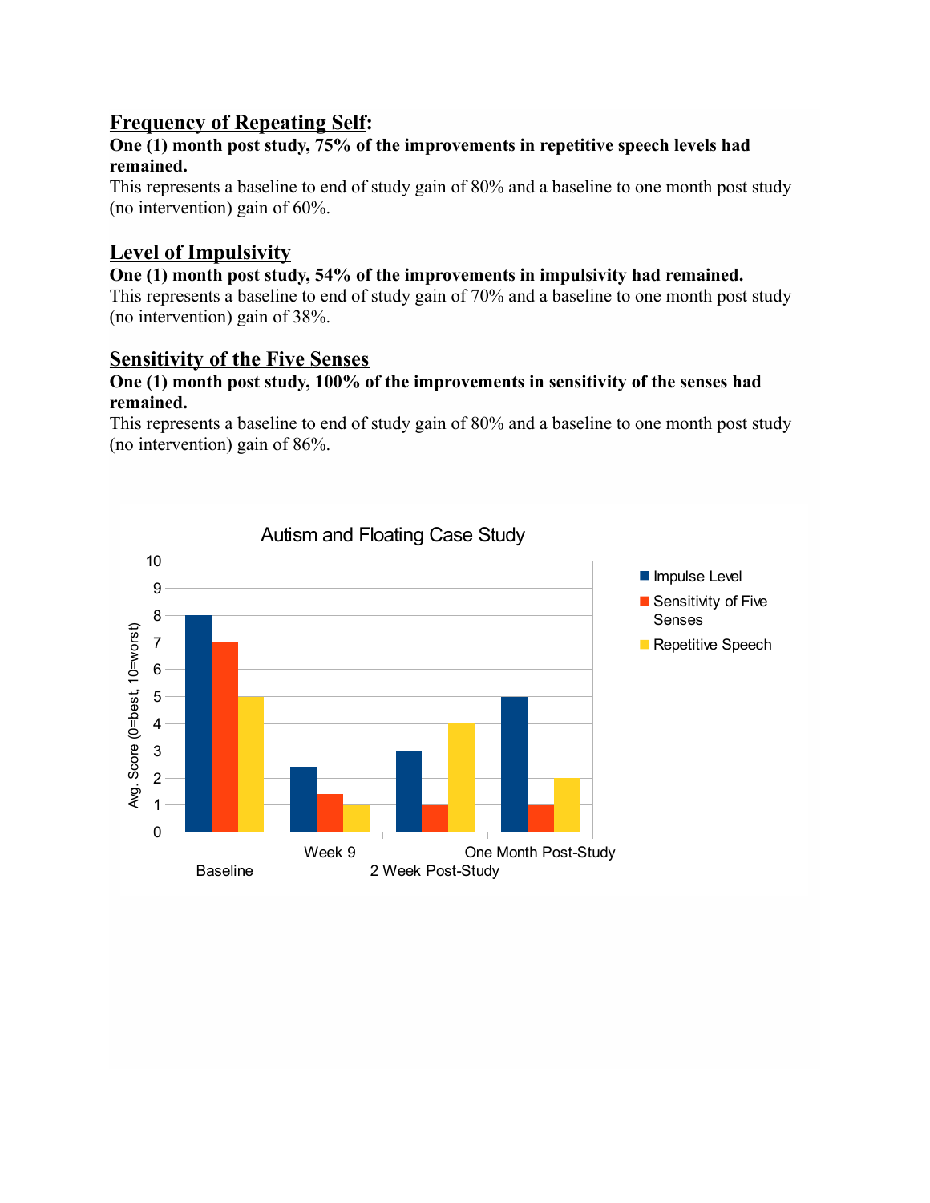## Frequency of Repeating Self:

**One (1) month post study, 75% of the improvements in repetitive speech levels had remained.**

This represents a baseline to end of study gain of 80% and a baseline to one month post study (no intervention) gain of 60%.

## Level of Impulsivity

**One (1) month post study, 54% of the improvements in impulsivity had remained.**

This represents a baseline to end of study gain of 70% and a baseline to one month post study (no intervention) gain of 38%.

## Sensitivity of the Five Senses

**One (1) month post study, 100% of the improvements in sensitivity of the senses had remained.**

This represents a baseline to end of study gain of 80% and a baseline to one month post study (no intervention) gain of 86%.

**Autism and Floating Case Study**

Avg. Score (0=best, 10=worst)

Legend: Impulse Level; Sensitivity of Five Senses; Repetitive Speech

Time points: Baseline; Week 9; 2 Week Post-Study; One Month Post-Study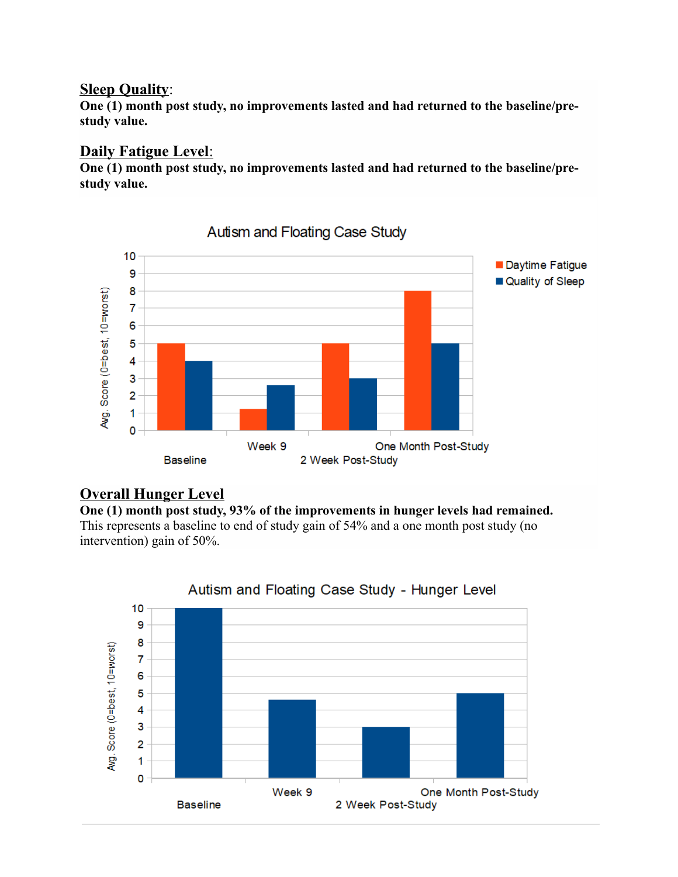**Sleep Quality**:

**One (1) month post study, no improvements lasted and had returned to the baseline/pre-study value.**

**Daily Fatigue Level**:

**One (1) month post study, no improvements lasted and had returned to the baseline/pre-study value.**

**Overall Hunger Level**

**One (1) month post study, 93% of the improvements in hunger levels had remained.** This represents a baseline to end of study gain of 54% and a one month post study (no intervention) gain of 50%.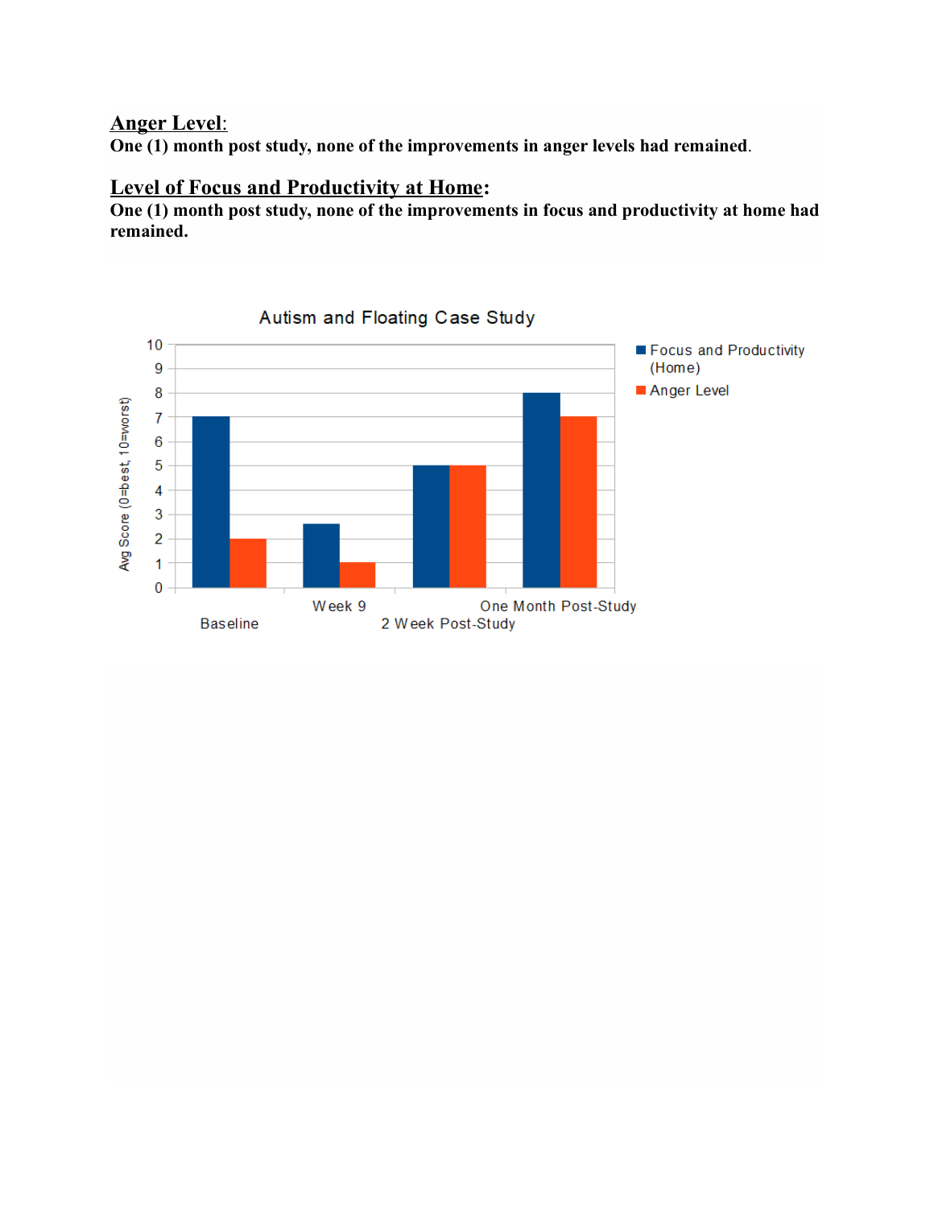## Anger Level:

**One (1) month post study, none of the improvements in anger levels had remained.**

## Level of Focus and Productivity at Home:

**One (1) month post study, none of the improvements in focus and productivity at home had remained.**

**Autism and Floating Case Study**

Avg Score (0=best, 10=worst)

| | Focus and Productivity (Home) | Anger Level |
|---|---|---|
| Baseline | 7 | 2 |
| Week 9 | 2.6 | 1 |
| 2 Week Post-Study | 5 | 5 |
| One Month Post-Study | 8 | 7 |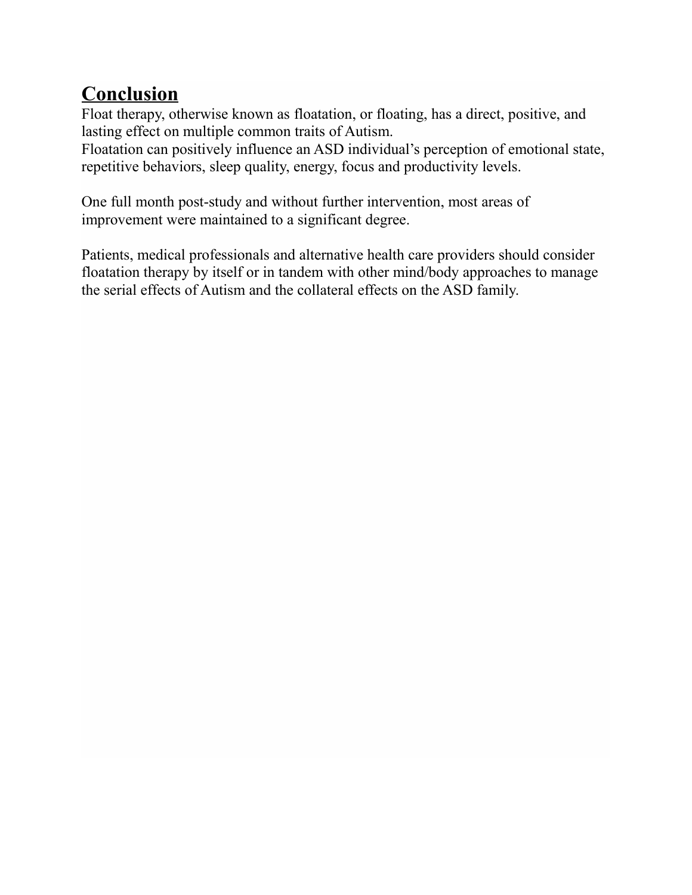## Conclusion

Float therapy, otherwise known as floatation, or floating, has a direct, positive, and lasting effect on multiple common traits of Autism.
Floatation can positively influence an ASD individual's perception of emotional state, repetitive behaviors, sleep quality, energy, focus and productivity levels.

One full month post-study and without further intervention, most areas of improvement were maintained to a significant degree.

Patients, medical professionals and alternative health care providers should consider floatation therapy by itself or in tandem with other mind/body approaches to manage the serial effects of Autism and the collateral effects on the ASD family.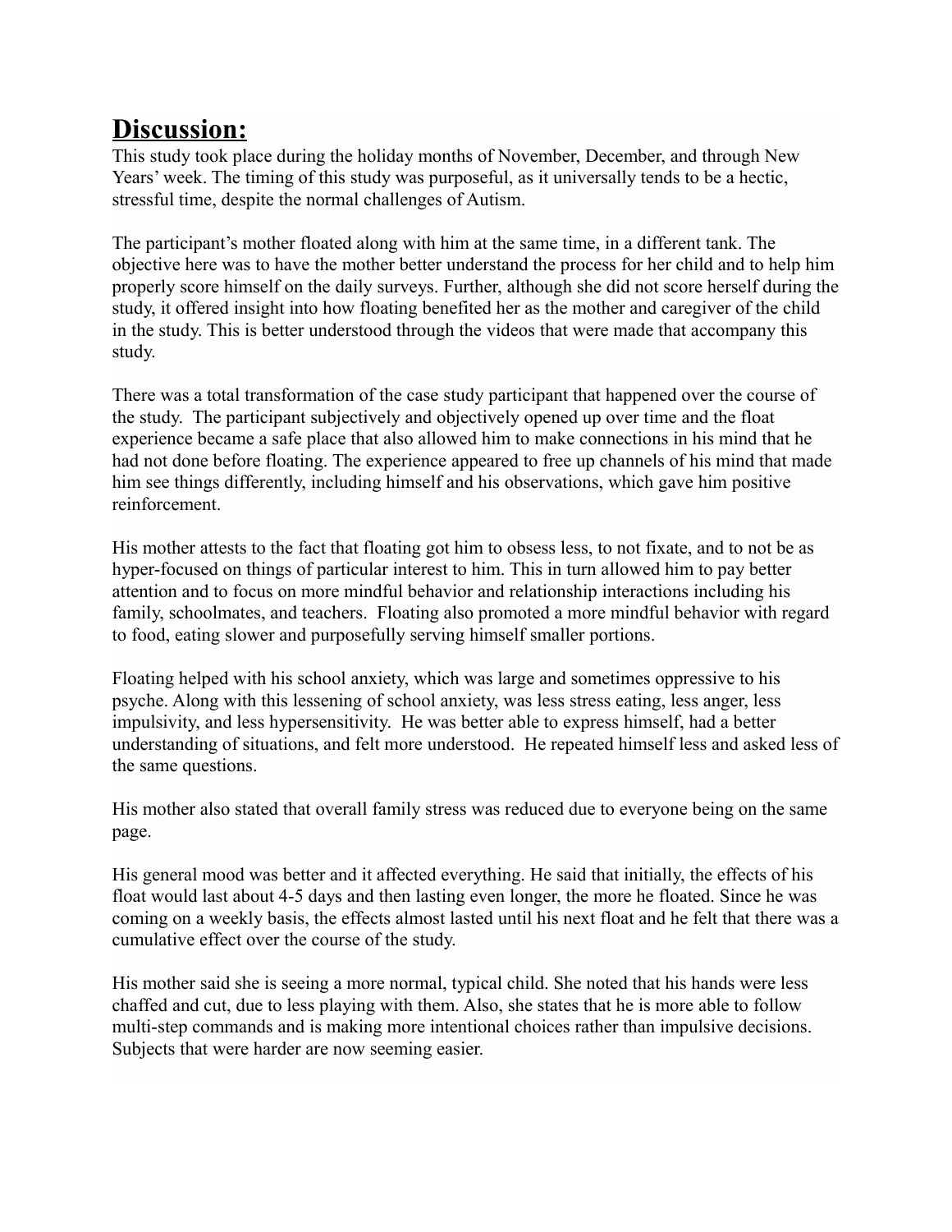## Discussion:

This study took place during the holiday months of November, December, and through New Years' week. The timing of this study was purposeful, as it universally tends to be a hectic, stressful time, despite the normal challenges of Autism.

The participant's mother floated along with him at the same time, in a different tank. The objective here was to have the mother better understand the process for her child and to help him properly score himself on the daily surveys. Further, although she did not score herself during the study, it offered insight into how floating benefited her as the mother and caregiver of the child in the study. This is better understood through the videos that were made that accompany this study.

There was a total transformation of the case study participant that happened over the course of the study. The participant subjectively and objectively opened up over time and the float experience became a safe place that also allowed him to make connections in his mind that he had not done before floating. The experience appeared to free up channels of his mind that made him see things differently, including himself and his observations, which gave him positive reinforcement.

His mother attests to the fact that floating got him to obsess less, to not fixate, and to not be as hyper-focused on things of particular interest to him. This in turn allowed him to pay better attention and to focus on more mindful behavior and relationship interactions including his family, schoolmates, and teachers. Floating also promoted a more mindful behavior with regard to food, eating slower and purposefully serving himself smaller portions.

Floating helped with his school anxiety, which was large and sometimes oppressive to his psyche. Along with this lessening of school anxiety, was less stress eating, less anger, less impulsivity, and less hypersensitivity. He was better able to express himself, had a better understanding of situations, and felt more understood. He repeated himself less and asked less of the same questions.

His mother also stated that overall family stress was reduced due to everyone being on the same page.

His general mood was better and it affected everything. He said that initially, the effects of his float would last about 4-5 days and then lasting even longer, the more he floated. Since he was coming on a weekly basis, the effects almost lasted until his next float and he felt that there was a cumulative effect over the course of the study.

His mother said she is seeing a more normal, typical child. She noted that his hands were less chaffed and cut, due to less playing with them. Also, she states that he is more able to follow multi-step commands and is making more intentional choices rather than impulsive decisions. Subjects that were harder are now seeming easier.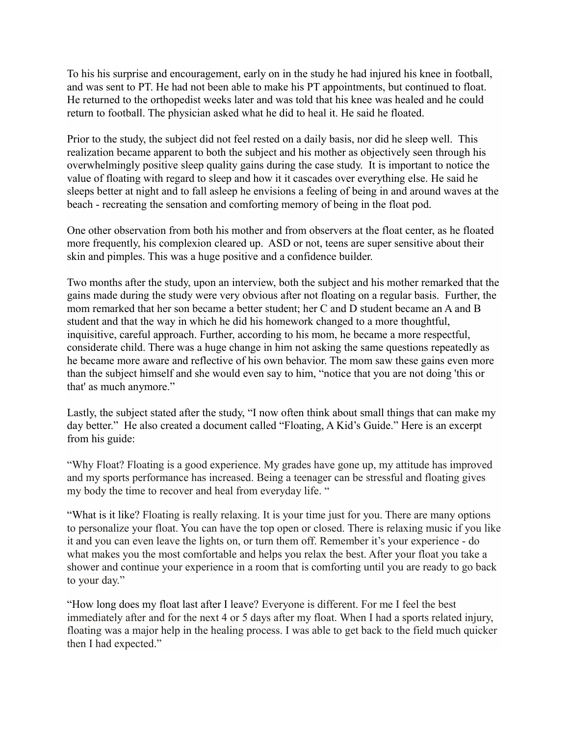To his his surprise and encouragement, early on in the study he had injured his knee in football, and was sent to PT. He had not been able to make his PT appointments, but continued to float. He returned to the orthopedist weeks later and was told that his knee was healed and he could return to football. The physician asked what he did to heal it. He said he floated.

Prior to the study, the subject did not feel rested on a daily basis, nor did he sleep well. This realization became apparent to both the subject and his mother as objectively seen through his overwhelmingly positive sleep quality gains during the case study. It is important to notice the value of floating with regard to sleep and how it it cascades over everything else. He said he sleeps better at night and to fall asleep he envisions a feeling of being in and around waves at the beach - recreating the sensation and comforting memory of being in the float pod.

One other observation from both his mother and from observers at the float center, as he floated more frequently, his complexion cleared up. ASD or not, teens are super sensitive about their skin and pimples. This was a huge positive and a confidence builder.

Two months after the study, upon an interview, both the subject and his mother remarked that the gains made during the study were very obvious after not floating on a regular basis. Further, the mom remarked that her son became a better student; her C and D student became an A and B student and that the way in which he did his homework changed to a more thoughtful, inquisitive, careful approach. Further, according to his mom, he became a more respectful, considerate child. There was a huge change in him not asking the same questions repeatedly as he became more aware and reflective of his own behavior. The mom saw these gains even more than the subject himself and she would even say to him, "notice that you are not doing 'this or that' as much anymore."

Lastly, the subject stated after the study, "I now often think about small things that can make my day better." He also created a document called "Floating, A Kid's Guide." Here is an excerpt from his guide:

"Why Float? Floating is a good experience. My grades have gone up, my attitude has improved and my sports performance has increased. Being a teenager can be stressful and floating gives my body the time to recover and heal from everyday life. "

"What is it like? Floating is really relaxing. It is your time just for you. There are many options to personalize your float. You can have the top open or closed. There is relaxing music if you like it and you can even leave the lights on, or turn them off. Remember it's your experience - do what makes you the most comfortable and helps you relax the best. After your float you take a shower and continue your experience in a room that is comforting until you are ready to go back to your day."

"How long does my float last after I leave? Everyone is different. For me I feel the best immediately after and for the next 4 or 5 days after my float. When I had a sports related injury, floating was a major help in the healing process. I was able to get back to the field much quicker then I had expected."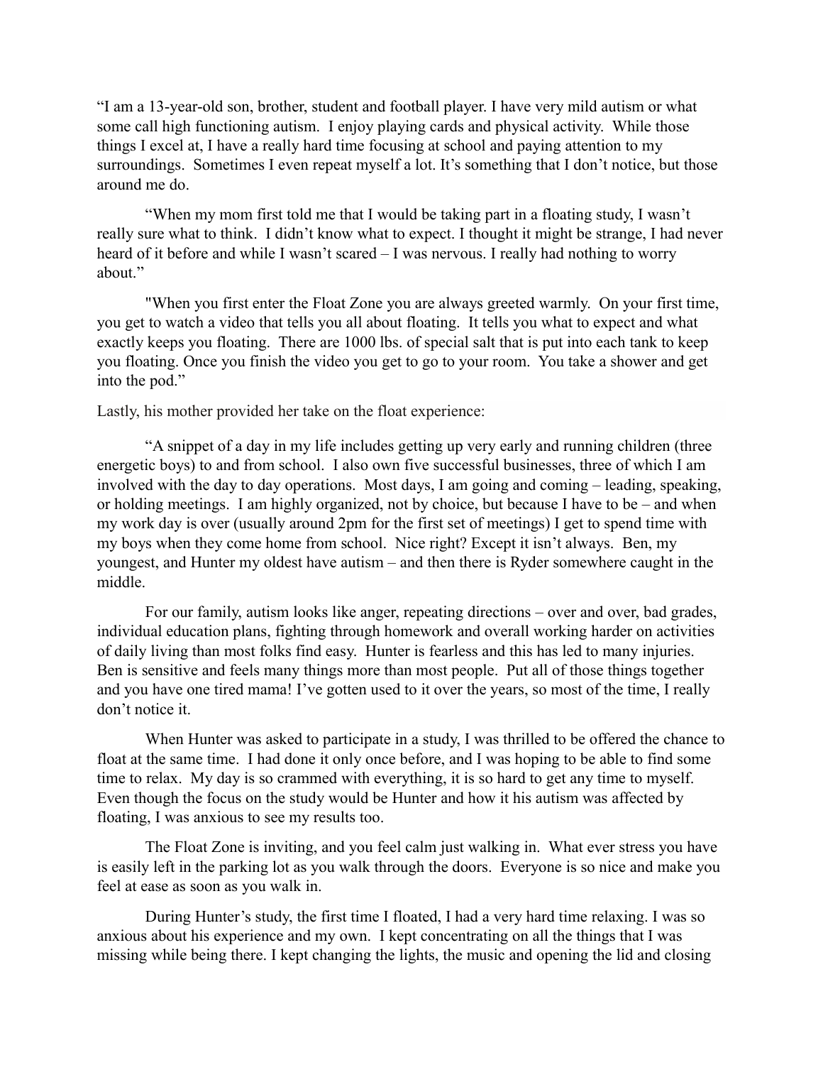"I am a 13-year-old son, brother, student and football player. I have very mild autism or what some call high functioning autism. I enjoy playing cards and physical activity. While those things I excel at, I have a really hard time focusing at school and paying attention to my surroundings. Sometimes I even repeat myself a lot. It's something that I don't notice, but those around me do.

"When my mom first told me that I would be taking part in a floating study, I wasn't really sure what to think. I didn't know what to expect. I thought it might be strange, I had never heard of it before and while I wasn't scared – I was nervous. I really had nothing to worry about."

"When you first enter the Float Zone you are always greeted warmly. On your first time, you get to watch a video that tells you all about floating. It tells you what to expect and what exactly keeps you floating. There are 1000 lbs. of special salt that is put into each tank to keep you floating. Once you finish the video you get to go to your room. You take a shower and get into the pod."

Lastly, his mother provided her take on the float experience:

"A snippet of a day in my life includes getting up very early and running children (three energetic boys) to and from school. I also own five successful businesses, three of which I am involved with the day to day operations. Most days, I am going and coming – leading, speaking, or holding meetings. I am highly organized, not by choice, but because I have to be – and when my work day is over (usually around 2pm for the first set of meetings) I get to spend time with my boys when they come home from school. Nice right? Except it isn't always. Ben, my youngest, and Hunter my oldest have autism – and then there is Ryder somewhere caught in the middle.

For our family, autism looks like anger, repeating directions – over and over, bad grades, individual education plans, fighting through homework and overall working harder on activities of daily living than most folks find easy. Hunter is fearless and this has led to many injuries. Ben is sensitive and feels many things more than most people. Put all of those things together and you have one tired mama! I've gotten used to it over the years, so most of the time, I really don't notice it.

When Hunter was asked to participate in a study, I was thrilled to be offered the chance to float at the same time. I had done it only once before, and I was hoping to be able to find some time to relax. My day is so crammed with everything, it is so hard to get any time to myself. Even though the focus on the study would be Hunter and how it his autism was affected by floating, I was anxious to see my results too.

The Float Zone is inviting, and you feel calm just walking in. What ever stress you have is easily left in the parking lot as you walk through the doors. Everyone is so nice and make you feel at ease as soon as you walk in.

During Hunter's study, the first time I floated, I had a very hard time relaxing. I was so anxious about his experience and my own. I kept concentrating on all the things that I was missing while being there. I kept changing the lights, the music and opening the lid and closing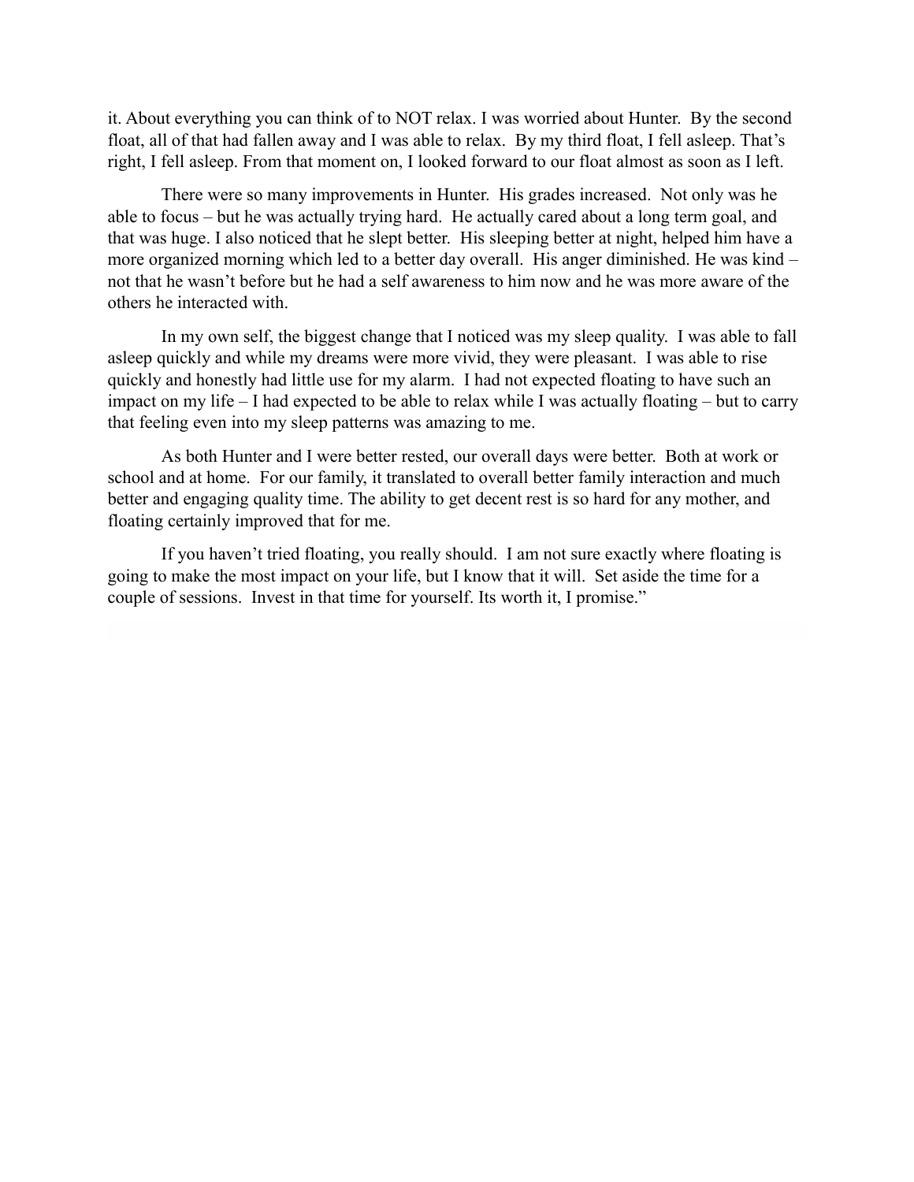it. About everything you can think of to NOT relax. I was worried about Hunter. By the second float, all of that had fallen away and I was able to relax. By my third float, I fell asleep. That's right, I fell asleep. From that moment on, I looked forward to our float almost as soon as I left.

There were so many improvements in Hunter. His grades increased. Not only was he able to focus – but he was actually trying hard. He actually cared about a long term goal, and that was huge. I also noticed that he slept better. His sleeping better at night, helped him have a more organized morning which led to a better day overall. His anger diminished. He was kind – not that he wasn't before but he had a self awareness to him now and he was more aware of the others he interacted with.

In my own self, the biggest change that I noticed was my sleep quality. I was able to fall asleep quickly and while my dreams were more vivid, they were pleasant. I was able to rise quickly and honestly had little use for my alarm. I had not expected floating to have such an impact on my life – I had expected to be able to relax while I was actually floating – but to carry that feeling even into my sleep patterns was amazing to me.

As both Hunter and I were better rested, our overall days were better. Both at work or school and at home. For our family, it translated to overall better family interaction and much better and engaging quality time. The ability to get decent rest is so hard for any mother, and floating certainly improved that for me.

If you haven't tried floating, you really should. I am not sure exactly where floating is going to make the most impact on your life, but I know that it will. Set aside the time for a couple of sessions. Invest in that time for yourself. Its worth it, I promise."